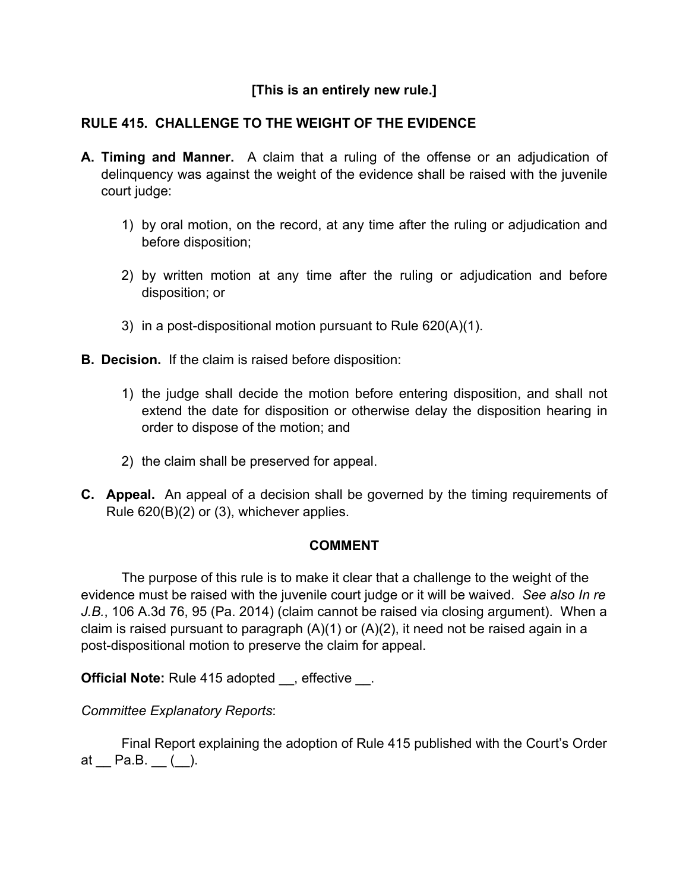**[This is an entirely new rule.]**

## RULE 415. CHALLENGE TO THE WEIGHT OF THE EVIDENCE

**A. Timing and Manner.** A claim that a ruling of the offense or an adjudication of delinquency was against the weight of the evidence shall be raised with the juvenile court judge:

1) by oral motion, on the record, at any time after the ruling or adjudication and before disposition;

2) by written motion at any time after the ruling or adjudication and before disposition; or

3) in a post-dispositional motion pursuant to Rule 620(A)(1).

**B. Decision.** If the claim is raised before disposition:

1) the judge shall decide the motion before entering disposition, and shall not extend the date for disposition or otherwise delay the disposition hearing in order to dispose of the motion; and

2) the claim shall be preserved for appeal.

**C. Appeal.** An appeal of a decision shall be governed by the timing requirements of Rule 620(B)(2) or (3), whichever applies.

### COMMENT

The purpose of this rule is to make it clear that a challenge to the weight of the evidence must be raised with the juvenile court judge or it will be waived. *See also In re J.B.*, 106 A.3d 76, 95 (Pa. 2014) (claim cannot be raised via closing argument). When a claim is raised pursuant to paragraph (A)(1) or (A)(2), it need not be raised again in a post-dispositional motion to preserve the claim for appeal.

**Official Note:** Rule 415 adopted __, effective __.

*Committee Explanatory Reports*:

Final Report explaining the adoption of Rule 415 published with the Court's Order at __ Pa.B. __ (__).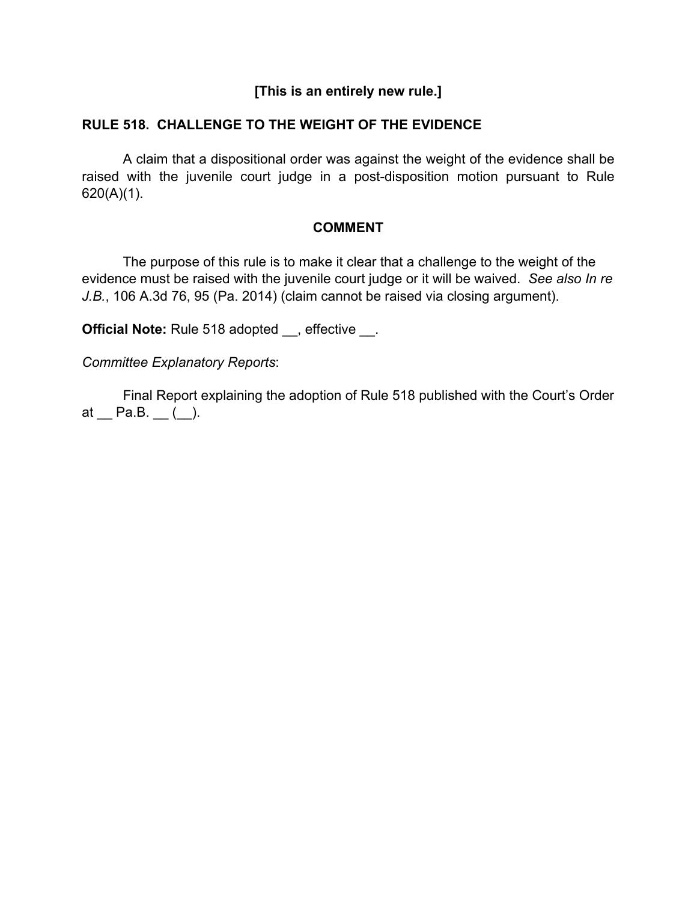**[This is an entirely new rule.]**

## RULE 518. CHALLENGE TO THE WEIGHT OF THE EVIDENCE

A claim that a dispositional order was against the weight of the evidence shall be raised with the juvenile court judge in a post-disposition motion pursuant to Rule 620(A)(1).

### COMMENT

The purpose of this rule is to make it clear that a challenge to the weight of the evidence must be raised with the juvenile court judge or it will be waived. *See also In re J.B.*, 106 A.3d 76, 95 (Pa. 2014) (claim cannot be raised via closing argument).

**Official Note:** Rule 518 adopted __, effective __.

*Committee Explanatory Reports*:

Final Report explaining the adoption of Rule 518 published with the Court's Order at __ Pa.B. __ (__).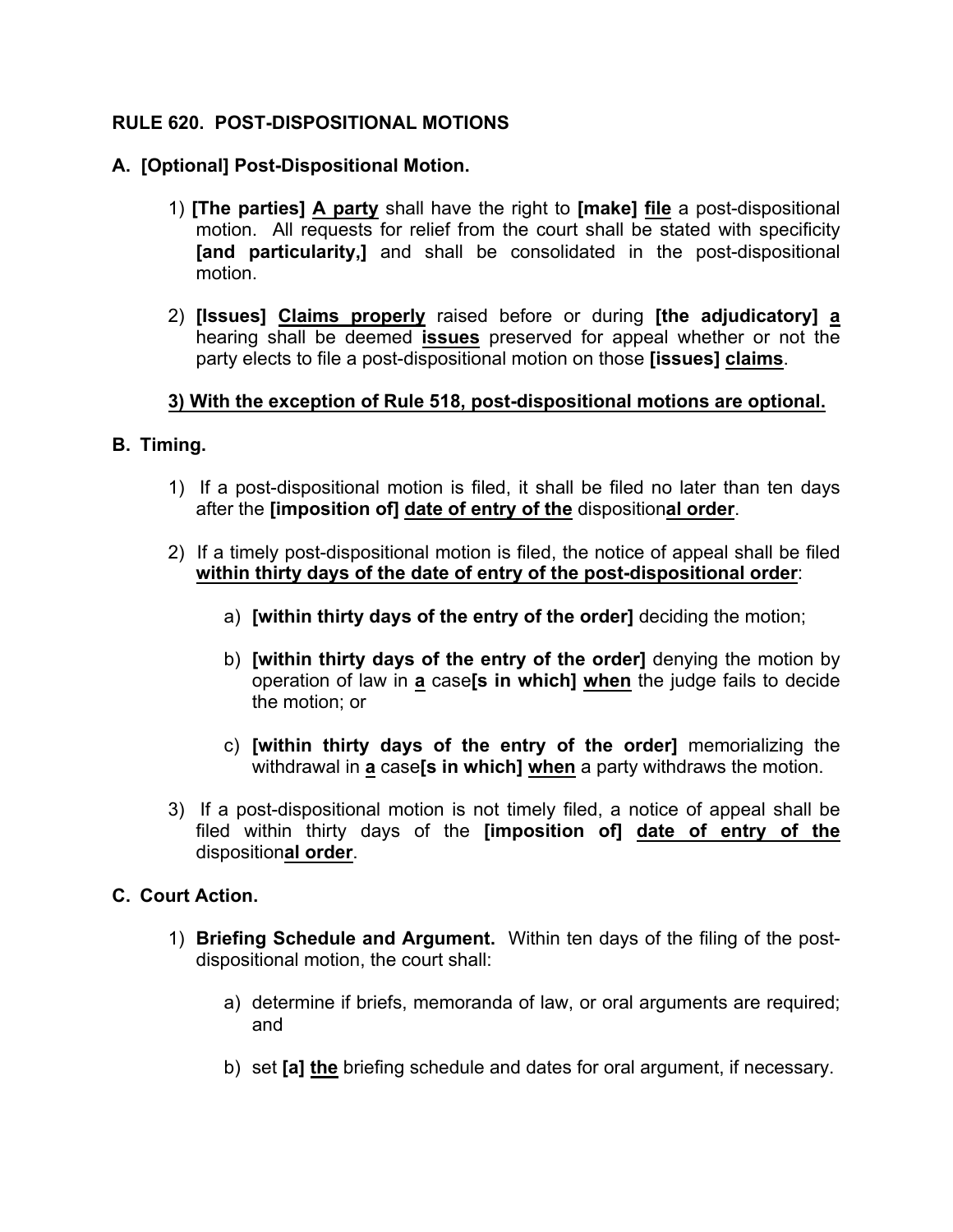**RULE 620. POST-DISPOSITIONAL MOTIONS**

**A. [Optional] Post-Dispositional Motion.**

1) **[The parties]** **<u>A party</u>** shall have the right to **[make]** **<u>file</u>** a post-dispositional motion. All requests for relief from the court shall be stated with specificity **[and particularity,]** and shall be consolidated in the post-dispositional motion.

2) **[Issues]** **<u>Claims properly</u>** raised before or during **[the adjudicatory]** **<u>a</u>** hearing shall be deemed **<u>issues</u>** preserved for appeal whether or not the party elects to file a post-dispositional motion on those **[issues]** **<u>claims</u>**.

**<u>3) With the exception of Rule 518, post-dispositional motions are optional.</u>**

**B. Timing.**

1) If a post-dispositional motion is filed, it shall be filed no later than ten days after the **[imposition of]** **<u>date of entry of the</u>** disposition**<u>al order</u>**.

2) If a timely post-dispositional motion is filed, the notice of appeal shall be filed **<u>within thirty days of the date of entry of the post-dispositional order</u>**:

   a) **[within thirty days of the entry of the order]** deciding the motion;

   b) **[within thirty days of the entry of the order]** denying the motion by operation of law in **<u>a</u>** case**[s in which]** **<u>when</u>** the judge fails to decide the motion; or

   c) **[within thirty days of the entry of the order]** memorializing the withdrawal in **<u>a</u>** case**[s in which]** **<u>when</u>** a party withdraws the motion.

3) If a post-dispositional motion is not timely filed, a notice of appeal shall be filed within thirty days of the **[imposition of]** **<u>date of entry of the</u>** disposition**<u>al order</u>**.

**C. Court Action.**

1) **Briefing Schedule and Argument.** Within ten days of the filing of the post-dispositional motion, the court shall:

   a) determine if briefs, memoranda of law, or oral arguments are required; and

   b) set **[a]** **<u>the</u>** briefing schedule and dates for oral argument, if necessary.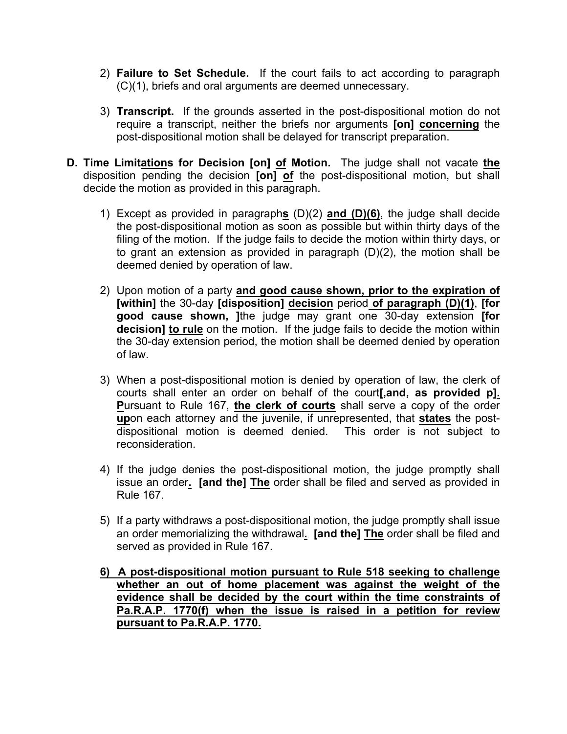2) **Failure to Set Schedule.** If the court fails to act according to paragraph (C)(1), briefs and oral arguments are deemed unnecessary.

3) **Transcript.** If the grounds asserted in the post-dispositional motion do not require a transcript, neither the briefs nor arguments **[on]** **<u>concerning</u>** the post-dispositional motion shall be delayed for transcript preparation.

**D. Time Limit<u>ation</u>s for Decision [on] <u>of</u> Motion.** The judge shall not vacate **<u>the</u>** disposition pending the decision **[on]** **<u>of</u>** the post-dispositional motion, but shall decide the motion as provided in this paragraph.

1) Except as provided in paragraph**<u>s</u>** (D)(2) **<u>and (D)(6)</u>**, the judge shall decide the post-dispositional motion as soon as possible but within thirty days of the filing of the motion. If the judge fails to decide the motion within thirty days, or to grant an extension as provided in paragraph (D)(2), the motion shall be deemed denied by operation of law.

2) Upon motion of a party **<u>and good cause shown, prior to the expiration of</u>** **[within]** the 30-day **[disposition]** **<u>decision</u>** period **<u>of paragraph (D)(1)</u>**, **[for good cause shown, ]**the judge may grant one 30-day extension **[for decision]** **<u>to rule</u>** on the motion. If the judge fails to decide the motion within the 30-day extension period, the motion shall be deemed denied by operation of law.

3) When a post-dispositional motion is denied by operation of law, the clerk of courts shall enter an order on behalf of the court**[,and, as provided p]<u>.</u>** **<u>P</u>**ursuant to Rule 167, **<u>the clerk of courts</u>** shall serve a copy of the order **<u>up</u>**on each attorney and the juvenile, if unrepresented, that **<u>states</u>** the post-dispositional motion is deemed denied. This order is not subject to reconsideration.

4) If the judge denies the post-dispositional motion, the judge promptly shall issue an order**<u>.</u>** **[and the]** **<u>The</u>** order shall be filed and served as provided in Rule 167.

5) If a party withdraws a post-dispositional motion, the judge promptly shall issue an order memorializing the withdrawal**<u>.</u>** **[and the]** **<u>The</u>** order shall be filed and served as provided in Rule 167.

**<u>6) A post-dispositional motion pursuant to Rule 518 seeking to challenge whether an out of home placement was against the weight of the evidence shall be decided by the court within the time constraints of Pa.R.A.P. 1770(f) when the issue is raised in a petition for review pursuant to Pa.R.A.P. 1770.</u>**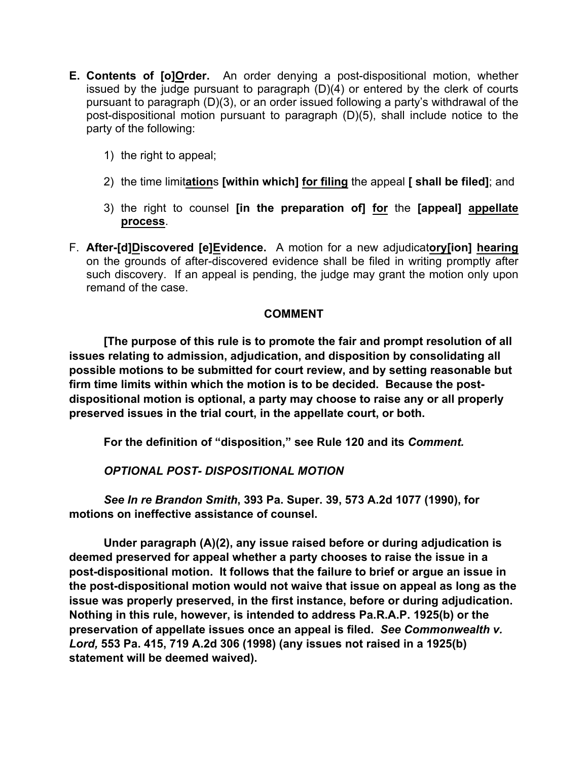**E. Contents of [o]<u>O</u>rder.** An order denying a post-dispositional motion, whether issued by the judge pursuant to paragraph (D)(4) or entered by the clerk of courts pursuant to paragraph (D)(3), or an order issued following a party's withdrawal of the post-dispositional motion pursuant to paragraph (D)(5), shall include notice to the party of the following:

1) the right to appeal;

2) the time limit<u>**ation**</u>s **[within which]** <u>**for filing**</u> the appeal **[ shall be filed]**; and

3) the right to counsel **[in the preparation of]** <u>**for**</u> the **[appeal]** <u>**appellate process**</u>.

F. **After-[d]<u>D</u>iscovered [e]<u>E</u>vidence.** A motion for a new adjudicat<u>**ory**</u>**[ion]** <u>**hearing**</u> on the grounds of after-discovered evidence shall be filed in writing promptly after such discovery. If an appeal is pending, the judge may grant the motion only upon remand of the case.

**COMMENT**

**[The purpose of this rule is to promote the fair and prompt resolution of all issues relating to admission, adjudication, and disposition by consolidating all possible motions to be submitted for court review, and by setting reasonable but firm time limits within which the motion is to be decided. Because the post-dispositional motion is optional, a party may choose to raise any or all properly preserved issues in the trial court, in the appellate court, or both.**

**For the definition of "disposition," see Rule 120 and its *Comment.***

***OPTIONAL POST- DISPOSITIONAL MOTION***

***See In re Brandon Smith*, 393 Pa. Super. 39, 573 A.2d 1077 (1990), for motions on ineffective assistance of counsel.**

**Under paragraph (A)(2), any issue raised before or during adjudication is deemed preserved for appeal whether a party chooses to raise the issue in a post-dispositional motion. It follows that the failure to brief or argue an issue in the post-dispositional motion would not waive that issue on appeal as long as the issue was properly preserved, in the first instance, before or during adjudication. Nothing in this rule, however, is intended to address Pa.R.A.P. 1925(b) or the preservation of appellate issues once an appeal is filed. *See Commonwealth v. Lord,* 553 Pa. 415, 719 A.2d 306 (1998) (any issues not raised in a 1925(b) statement will be deemed waived).**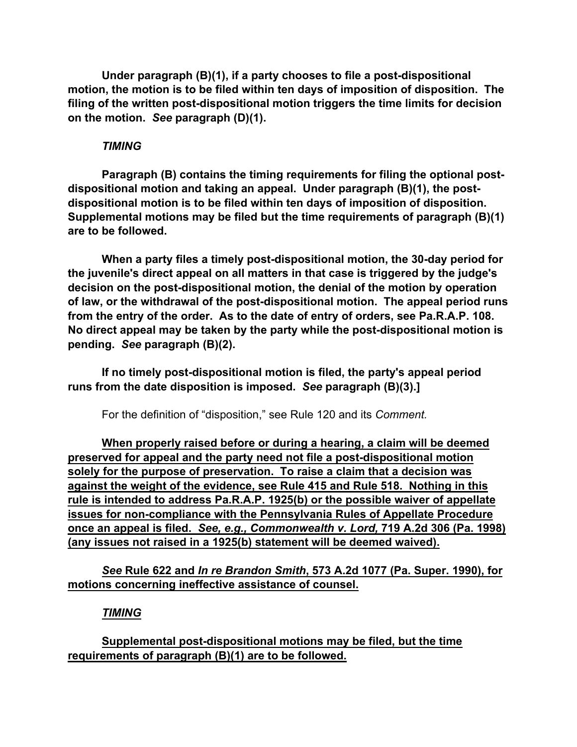**Under paragraph (B)(1), if a party chooses to file a post-dispositional motion, the motion is to be filed within ten days of imposition of disposition. The filing of the written post-dispositional motion triggers the time limits for decision on the motion.** ***See*** **paragraph (D)(1).**

***TIMING***

**Paragraph (B) contains the timing requirements for filing the optional post-dispositional motion and taking an appeal. Under paragraph (B)(1), the post-dispositional motion is to be filed within ten days of imposition of disposition. Supplemental motions may be filed but the time requirements of paragraph (B)(1) are to be followed.**

**When a party files a timely post-dispositional motion, the 30-day period for the juvenile's direct appeal on all matters in that case is triggered by the judge's decision on the post-dispositional motion, the denial of the motion by operation of law, or the withdrawal of the post-dispositional motion. The appeal period runs from the entry of the order. As to the date of entry of orders, see Pa.R.A.P. 108. No direct appeal may be taken by the party while the post-dispositional motion is pending.** ***See*** **paragraph (B)(2).**

**If no timely post-dispositional motion is filed, the party's appeal period runs from the date disposition is imposed.** ***See*** **paragraph (B)(3).]**

For the definition of "disposition," see Rule 120 and its *Comment.*

<u>**When properly raised before or during a hearing, a claim will be deemed preserved for appeal and the party need not file a post-dispositional motion solely for the purpose of preservation. To raise a claim that a decision was against the weight of the evidence, see Rule 415 and Rule 518. Nothing in this rule is intended to address Pa.R.A.P. 1925(b) or the possible waiver of appellate issues for non-compliance with the Pennsylvania Rules of Appellate Procedure once an appeal is filed.** ***See, e.g., Commonwealth v. Lord,*** **719 A.2d 306 (Pa. 1998) (any issues not raised in a 1925(b) statement will be deemed waived).**</u>

<u>***See*** **Rule 622 and** ***In re Brandon Smith*****, 573 A.2d 1077 (Pa. Super. 1990), for motions concerning ineffective assistance of counsel.**</u>

<u>***TIMING***</u>

<u>**Supplemental post-dispositional motions may be filed, but the time requirements of paragraph (B)(1) are to be followed.**</u>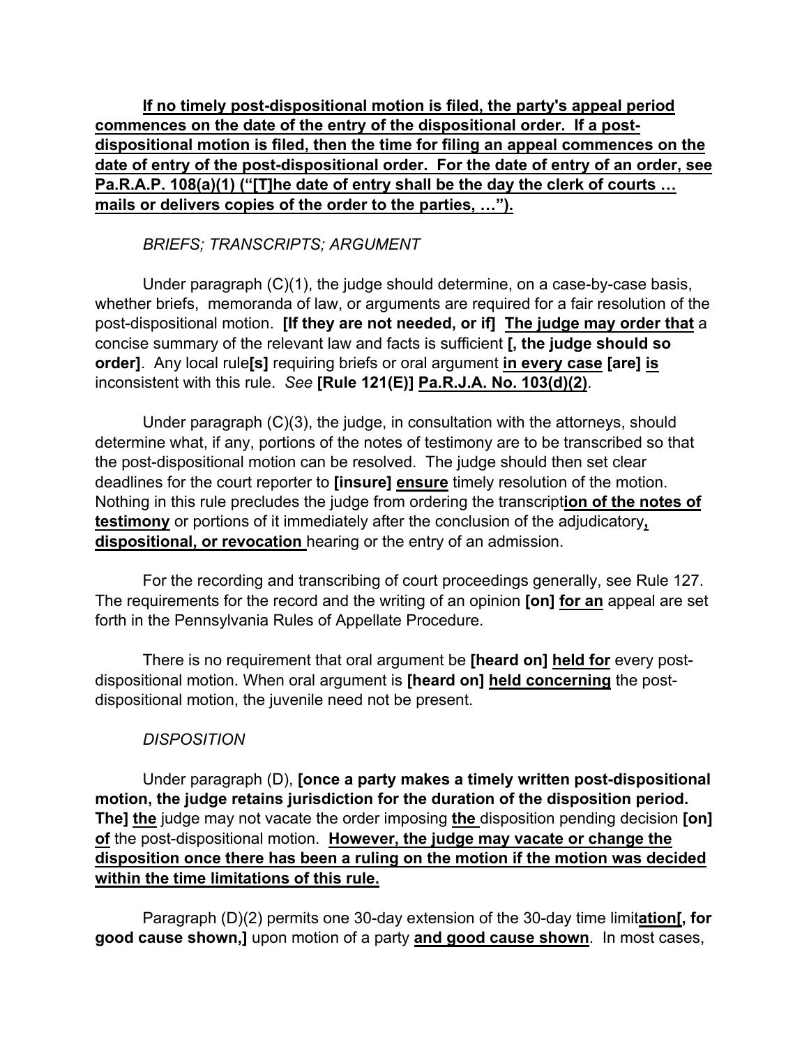**If no timely post-dispositional motion is filed, the party's appeal period commences on the date of the entry of the dispositional order. If a post-dispositional motion is filed, then the time for filing an appeal commences on the date of entry of the post-dispositional order. For the date of entry of an order, see Pa.R.A.P. 108(a)(1) ("[T]he date of entry shall be the day the clerk of courts … mails or delivers copies of the order to the parties, …").**

*BRIEFS; TRANSCRIPTS; ARGUMENT*

Under paragraph (C)(1), the judge should determine, on a case-by-case basis, whether briefs, memoranda of law, or arguments are required for a fair resolution of the post-dispositional motion. **[If they are not needed, or if]** **The judge may order that** a concise summary of the relevant law and facts is sufficient **[, the judge should so order]**. Any local rule**[s]** requiring briefs or oral argument **in every case** **[are]** **is** inconsistent with this rule. *See* **[Rule 121(E)]** **Pa.R.J.A. No. 103(d)(2)**.

Under paragraph (C)(3), the judge, in consultation with the attorneys, should determine what, if any, portions of the notes of testimony are to be transcribed so that the post-dispositional motion can be resolved. The judge should then set clear deadlines for the court reporter to **[insure]** **ensure** timely resolution of the motion. Nothing in this rule precludes the judge from ordering the transcript**ion of the notes of testimony** or portions of it immediately after the conclusion of the adjudicatory**, dispositional, or revocation** hearing or the entry of an admission.

For the recording and transcribing of court proceedings generally, see Rule 127. The requirements for the record and the writing of an opinion **[on]** **for an** appeal are set forth in the Pennsylvania Rules of Appellate Procedure.

There is no requirement that oral argument be **[heard on]** **held for** every post-dispositional motion. When oral argument is **[heard on]** **held concerning** the post-dispositional motion, the juvenile need not be present.

*DISPOSITION*

Under paragraph (D), **[once a party makes a timely written post-dispositional motion, the judge retains jurisdiction for the duration of the disposition period. The]** **the** judge may not vacate the order imposing **the** disposition pending decision **[on]** **of** the post-dispositional motion. **However, the judge may vacate or change the disposition once there has been a ruling on the motion if the motion was decided within the time limitations of this rule.**

Paragraph (D)(2) permits one 30-day extension of the 30-day time limit**ation[, for good cause shown,]** upon motion of a party **and good cause shown**. In most cases,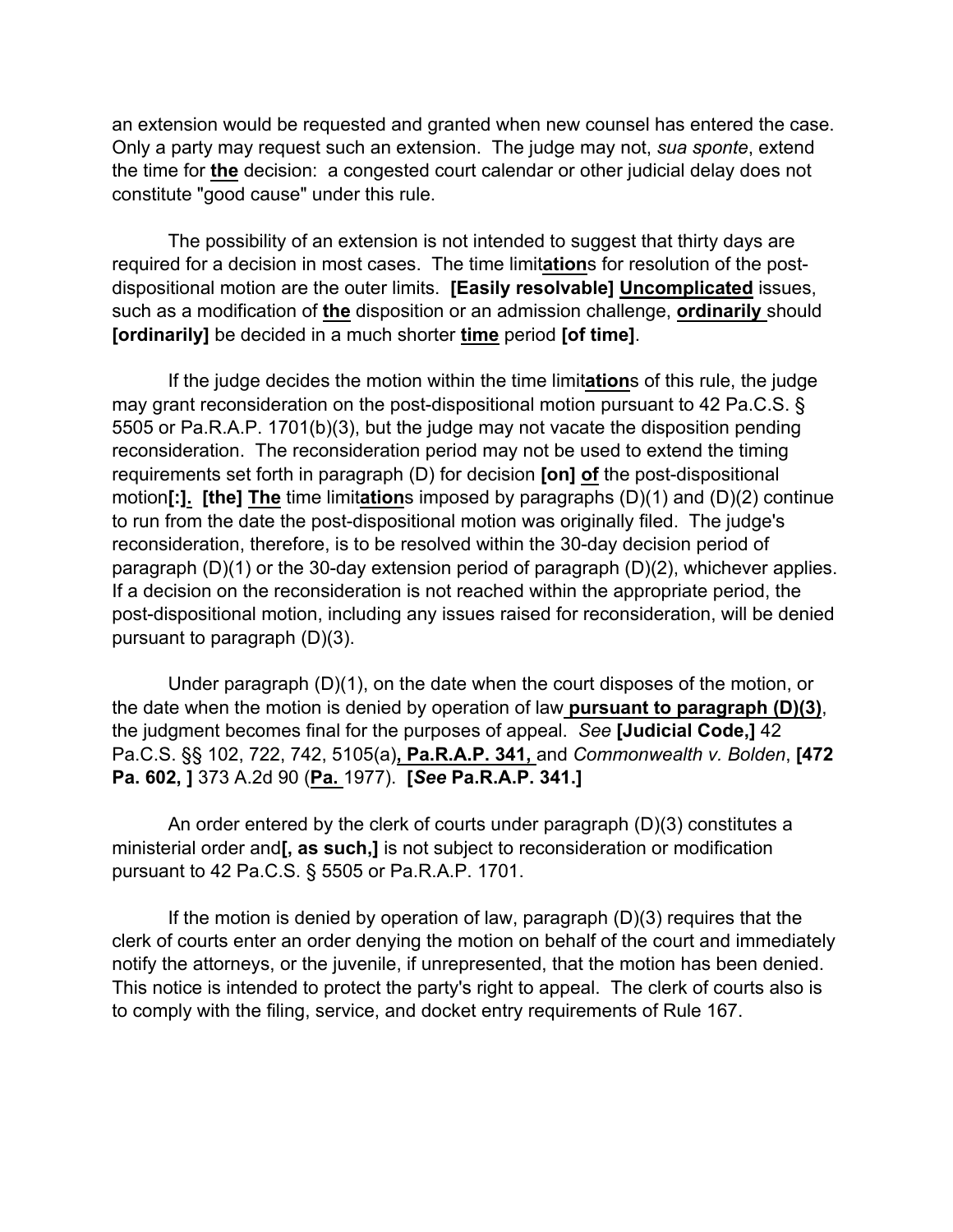an extension would be requested and granted when new counsel has entered the case. Only a party may request such an extension. The judge may not, *sua sponte*, extend the time for **the** decision: a congested court calendar or other judicial delay does not constitute "good cause" under this rule.

The possibility of an extension is not intended to suggest that thirty days are required for a decision in most cases. The time limit**ation**s for resolution of the post-dispositional motion are the outer limits. **[Easily resolvable]** **Uncomplicated** issues, such as a modification of **the** disposition or an admission challenge, **ordinarily** should **[ordinarily]** be decided in a much shorter **time** period **[of time]**.

If the judge decides the motion within the time limit**ation**s of this rule, the judge may grant reconsideration on the post-dispositional motion pursuant to 42 Pa.C.S. § 5505 or Pa.R.A.P. 1701(b)(3), but the judge may not vacate the disposition pending reconsideration. The reconsideration period may not be used to extend the timing requirements set forth in paragraph (D) for decision **[on]** **of** the post-dispositional motion**[:]**. **[the]** **The** time limit**ation**s imposed by paragraphs (D)(1) and (D)(2) continue to run from the date the post-dispositional motion was originally filed. The judge's reconsideration, therefore, is to be resolved within the 30-day decision period of paragraph (D)(1) or the 30-day extension period of paragraph (D)(2), whichever applies. If a decision on the reconsideration is not reached within the appropriate period, the post-dispositional motion, including any issues raised for reconsideration, will be denied pursuant to paragraph (D)(3).

Under paragraph (D)(1), on the date when the court disposes of the motion, or the date when the motion is denied by operation of law **pursuant to paragraph (D)(3)**, the judgment becomes final for the purposes of appeal. *See* **[Judicial Code,]** 42 Pa.C.S. §§ 102, 722, 742, 5105(a)**, Pa.R.A.P. 341,** and *Commonwealth v. Bolden*, **[472 Pa. 602, ]** 373 A.2d 90 (**Pa.** 1977). **[*See* Pa.R.A.P. 341.]**

An order entered by the clerk of courts under paragraph (D)(3) constitutes a ministerial order and**[, as such,]** is not subject to reconsideration or modification pursuant to 42 Pa.C.S. § 5505 or Pa.R.A.P. 1701.

If the motion is denied by operation of law, paragraph (D)(3) requires that the clerk of courts enter an order denying the motion on behalf of the court and immediately notify the attorneys, or the juvenile, if unrepresented, that the motion has been denied. This notice is intended to protect the party's right to appeal. The clerk of courts also is to comply with the filing, service, and docket entry requirements of Rule 167.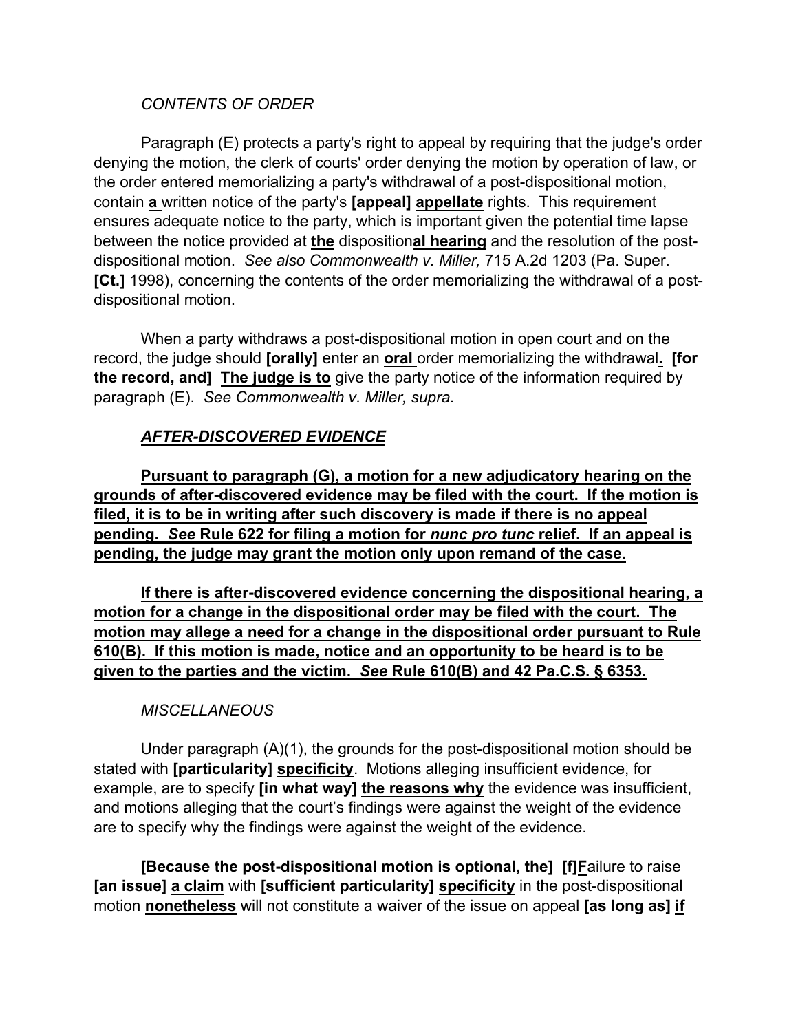*CONTENTS OF ORDER*

Paragraph (E) protects a party's right to appeal by requiring that the judge's order denying the motion, the clerk of courts' order denying the motion by operation of law, or the order entered memorializing a party's withdrawal of a post-dispositional motion, contain <u>**a**</u> written notice of the party's **[appeal]** <u>**appellate**</u> rights. This requirement ensures adequate notice to the party, which is important given the potential time lapse between the notice provided at <u>**the**</u> disposition<u>**al hearing**</u> and the resolution of the post-dispositional motion. *See also Commonwealth v. Miller,* 715 A.2d 1203 (Pa. Super. **[Ct.]** 1998), concerning the contents of the order memorializing the withdrawal of a post-dispositional motion.

When a party withdraws a post-dispositional motion in open court and on the record, the judge should **[orally]** enter an <u>**oral**</u> order memorializing the withdrawal<u>**.**</u> **[for the record, and]** <u>**The judge is to**</u> give the party notice of the information required by paragraph (E). *See Commonwealth v. Miller, supra.*

<u>***AFTER-DISCOVERED EVIDENCE***</u>

<u>**Pursuant to paragraph (G), a motion for a new adjudicatory hearing on the grounds of after-discovered evidence may be filed with the court. If the motion is filed, it is to be in writing after such discovery is made if there is no appeal pending. *See* Rule 622 for filing a motion for *nunc pro tunc* relief. If an appeal is pending, the judge may grant the motion only upon remand of the case.**</u>

<u>**If there is after-discovered evidence concerning the dispositional hearing, a motion for a change in the dispositional order may be filed with the court. The motion may allege a need for a change in the dispositional order pursuant to Rule 610(B). If this motion is made, notice and an opportunity to be heard is to be given to the parties and the victim. *See* Rule 610(B) and 42 Pa.C.S. § 6353.**</u>

*MISCELLANEOUS*

Under paragraph (A)(1), the grounds for the post-dispositional motion should be stated with **[particularity]** <u>**specificity**</u>. Motions alleging insufficient evidence, for example, are to specify **[in what way]** <u>**the reasons why**</u> the evidence was insufficient, and motions alleging that the court's findings were against the weight of the evidence are to specify why the findings were against the weight of the evidence.

**[Because the post-dispositional motion is optional, the]** **[f]**<u>**F**</u>ailure to raise **[an issue]** <u>**a claim**</u> with **[sufficient particularity]** <u>**specificity**</u> in the post-dispositional motion <u>**nonetheless**</u> will not constitute a waiver of the issue on appeal **[as long as]** <u>**if**</u>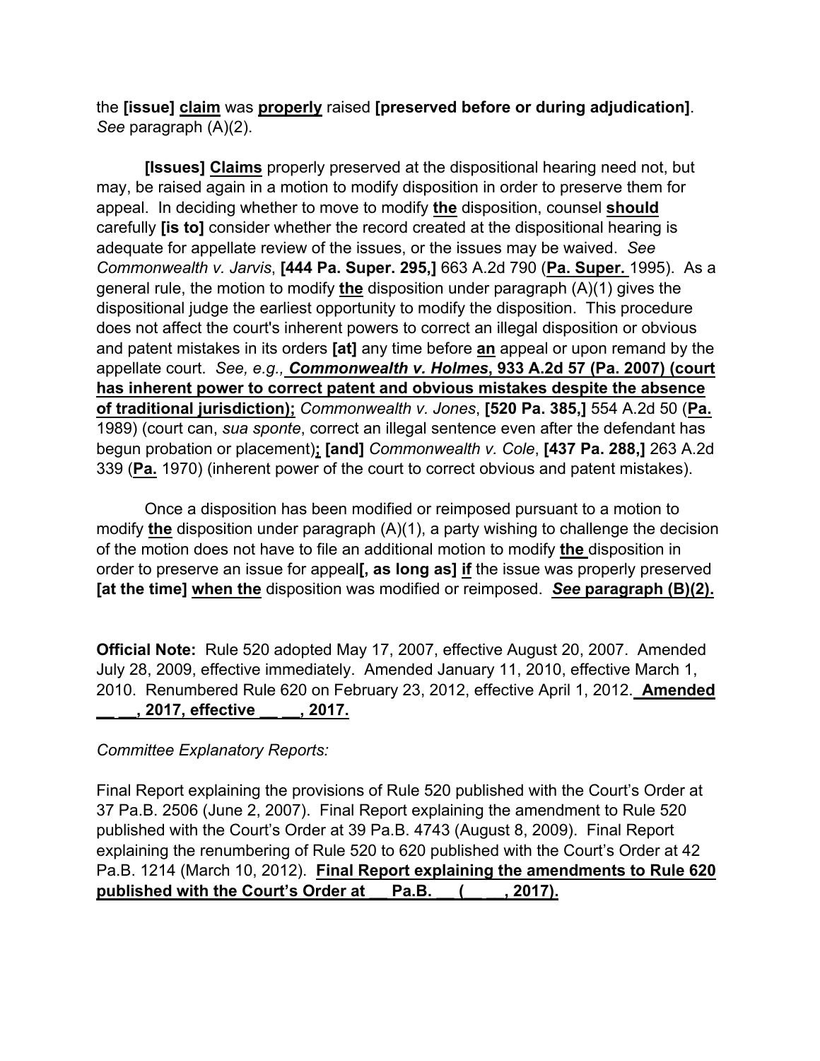the **[issue]** **<u>claim</u>** was **<u>properly</u>** raised **[preserved before or during adjudication]**. *See* paragraph (A)(2).

**[Issues]** **<u>Claims</u>** properly preserved at the dispositional hearing need not, but may, be raised again in a motion to modify disposition in order to preserve them for appeal. In deciding whether to move to modify **<u>the</u>** disposition, counsel **<u>should</u>** carefully **[is to]** consider whether the record created at the dispositional hearing is adequate for appellate review of the issues, or the issues may be waived. *See Commonwealth v. Jarvis*, **[444 Pa. Super. 295,]** 663 A.2d 790 (**<u>Pa. Super.</u>** 1995). As a general rule, the motion to modify **<u>the</u>** disposition under paragraph (A)(1) gives the dispositional judge the earliest opportunity to modify the disposition. This procedure does not affect the court's inherent powers to correct an illegal disposition or obvious and patent mistakes in its orders **[at]** any time before **<u>an</u>** appeal or upon remand by the appellate court. *See, e.g.,* ***<u>Commonwealth v. Holmes</u>*****<u>, 933 A.2d 57 (Pa. 2007) (court has inherent power to correct patent and obvious mistakes despite the absence of traditional jurisdiction);</u>** *Commonwealth v. Jones*, **[520 Pa. 385,]** 554 A.2d 50 (**<u>Pa.</u>** 1989) (court can, *sua sponte*, correct an illegal sentence even after the defendant has begun probation or placement)**<u>;</u>** **[and]** *Commonwealth v. Cole*, **[437 Pa. 288,]** 263 A.2d 339 (**<u>Pa.</u>** 1970) (inherent power of the court to correct obvious and patent mistakes).

Once a disposition has been modified or reimposed pursuant to a motion to modify **<u>the</u>** disposition under paragraph (A)(1), a party wishing to challenge the decision of the motion does not have to file an additional motion to modify **<u>the</u>** disposition in order to preserve an issue for appeal**[, as long as]** **<u>if</u>** the issue was properly preserved **[at the time]** **<u>when the</u>** disposition was modified or reimposed. ***<u>See</u>*** **<u>paragraph (B)(2).</u>**

**Official Note:** Rule 520 adopted May 17, 2007, effective August 20, 2007. Amended July 28, 2009, effective immediately. Amended January 11, 2010, effective March 1, 2010. Renumbered Rule 620 on February 23, 2012, effective April 1, 2012. **<u>Amended __ __, 2017, effective __ __, 2017.</u>**

*Committee Explanatory Reports:*

Final Report explaining the provisions of Rule 520 published with the Court's Order at 37 Pa.B. 2506 (June 2, 2007). Final Report explaining the amendment to Rule 520 published with the Court's Order at 39 Pa.B. 4743 (August 8, 2009). Final Report explaining the renumbering of Rule 520 to 620 published with the Court's Order at 42 Pa.B. 1214 (March 10, 2012). **<u>Final Report explaining the amendments to Rule 620 published with the Court's Order at __ Pa.B. __ (__ __, 2017).</u>**